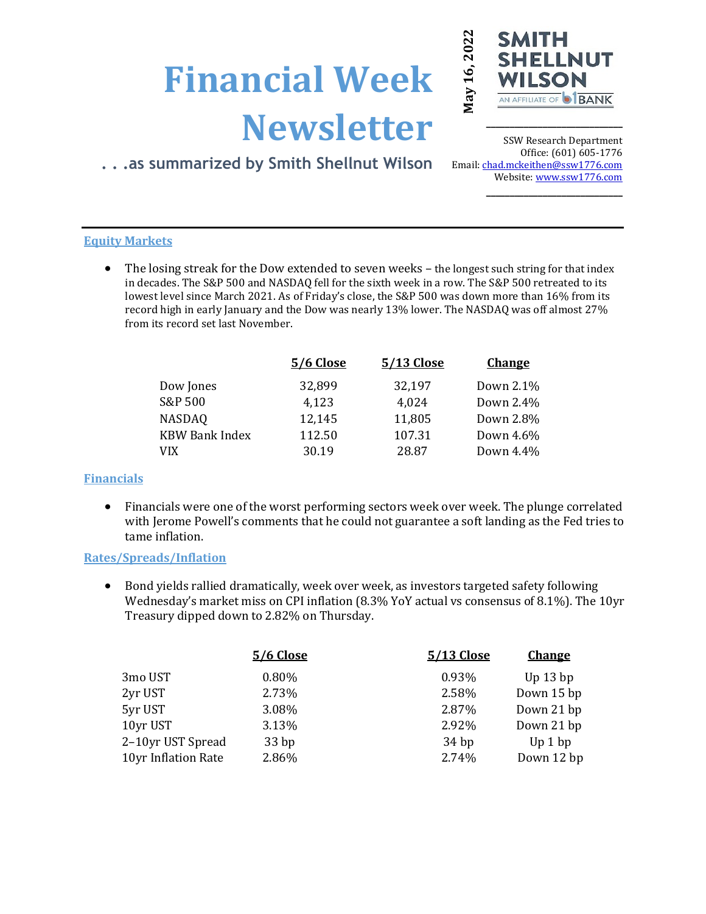# Financial Week Newsletter

. . .as summarized by Smith Shellnut Wilson

**May 16, 2022**

SMITH SHELLNUT WILSON
AN AFFILIATE OF BANK

SSW Research Department
Office: (601) 605-1776
Email: chad.mckeithen@ssw1776.com
Website: www.ssw1776.com

## Equity Markets

- The losing streak for the Dow extended to seven weeks – the longest such string for that index in decades. The S&P 500 and NASDAQ fell for the sixth week in a row. The S&P 500 retreated to its lowest level since March 2021. As of Friday's close, the S&P 500 was down more than 16% from its record high in early January and the Dow was nearly 13% lower. The NASDAQ was off almost 27% from its record set last November.

| | 5/6 Close | 5/13 Close | Change |
|---|---|---|---|
| Dow Jones | 32,899 | 32,197 | Down 2.1% |
| S&P 500 | 4,123 | 4,024 | Down 2.4% |
| NASDAQ | 12,145 | 11,805 | Down 2.8% |
| KBW Bank Index | 112.50 | 107.31 | Down 4.6% |
| VIX | 30.19 | 28.87 | Down 4.4% |

## Financials

- Financials were one of the worst performing sectors week over week. The plunge correlated with Jerome Powell's comments that he could not guarantee a soft landing as the Fed tries to tame inflation.

## Rates/Spreads/Inflation

- Bond yields rallied dramatically, week over week, as investors targeted safety following Wednesday's market miss on CPI inflation (8.3% YoY actual vs consensus of 8.1%). The 10yr Treasury dipped down to 2.82% on Thursday.

| | 5/6 Close | 5/13 Close | Change |
|---|---|---|---|
| 3mo UST | 0.80% | 0.93% | Up 13 bp |
| 2yr UST | 2.73% | 2.58% | Down 15 bp |
| 5yr UST | 3.08% | 2.87% | Down 21 bp |
| 10yr UST | 3.13% | 2.92% | Down 21 bp |
| 2–10yr UST Spread | 33 bp | 34 bp | Up 1 bp |
| 10yr Inflation Rate | 2.86% | 2.74% | Down 12 bp |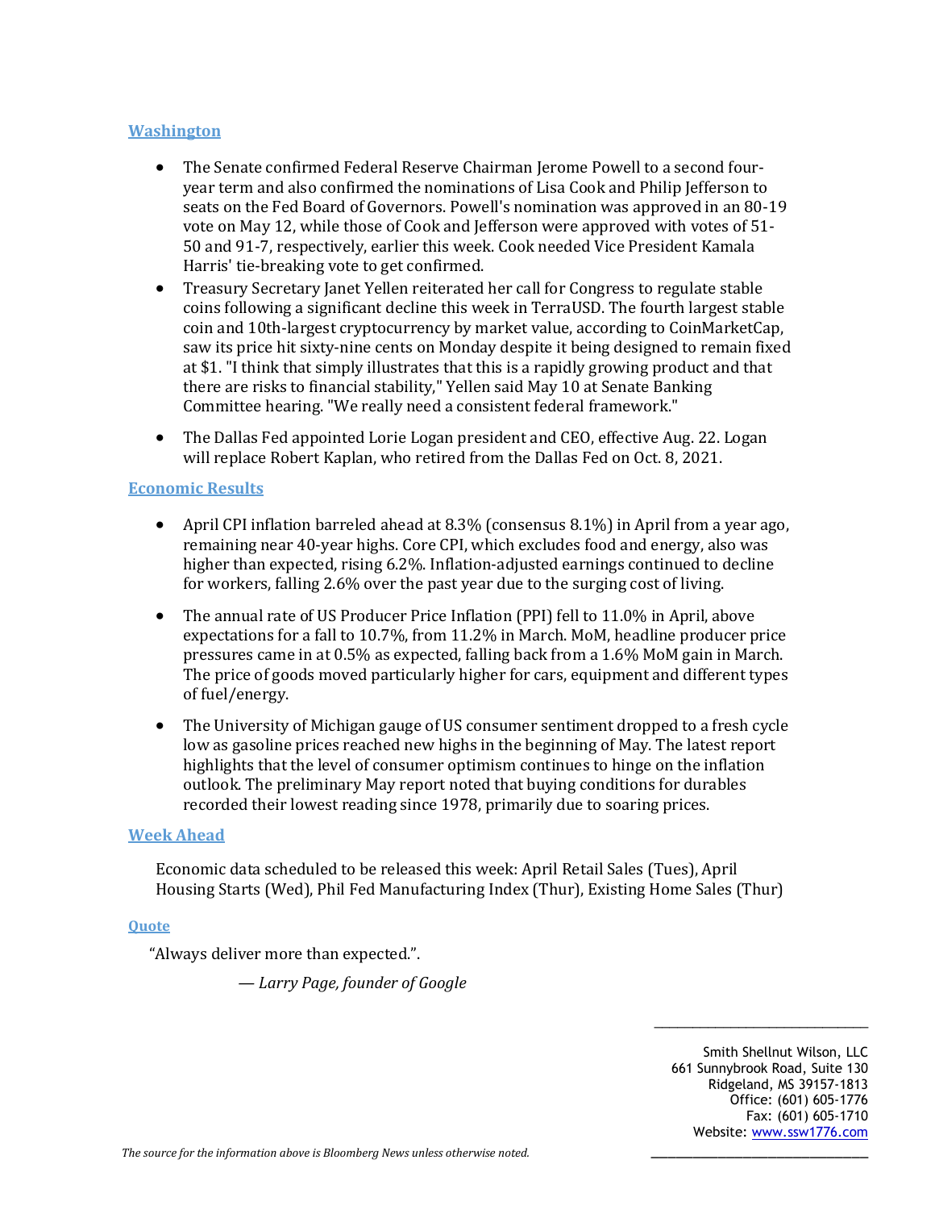## Washington

- The Senate confirmed Federal Reserve Chairman Jerome Powell to a second four-year term and also confirmed the nominations of Lisa Cook and Philip Jefferson to seats on the Fed Board of Governors. Powell's nomination was approved in an 80-19 vote on May 12, while those of Cook and Jefferson were approved with votes of 51-50 and 91-7, respectively, earlier this week. Cook needed Vice President Kamala Harris' tie-breaking vote to get confirmed.
- Treasury Secretary Janet Yellen reiterated her call for Congress to regulate stable coins following a significant decline this week in TerraUSD. The fourth largest stable coin and 10th-largest cryptocurrency by market value, according to CoinMarketCap, saw its price hit sixty-nine cents on Monday despite it being designed to remain fixed at $1. "I think that simply illustrates that this is a rapidly growing product and that there are risks to financial stability," Yellen said May 10 at Senate Banking Committee hearing. "We really need a consistent federal framework."
- The Dallas Fed appointed Lorie Logan president and CEO, effective Aug. 22. Logan will replace Robert Kaplan, who retired from the Dallas Fed on Oct. 8, 2021.

## Economic Results

- April CPI inflation barreled ahead at 8.3% (consensus 8.1%) in April from a year ago, remaining near 40-year highs. Core CPI, which excludes food and energy, also was higher than expected, rising 6.2%. Inflation-adjusted earnings continued to decline for workers, falling 2.6% over the past year due to the surging cost of living.
- The annual rate of US Producer Price Inflation (PPI) fell to 11.0% in April, above expectations for a fall to 10.7%, from 11.2% in March. MoM, headline producer price pressures came in at 0.5% as expected, falling back from a 1.6% MoM gain in March. The price of goods moved particularly higher for cars, equipment and different types of fuel/energy.
- The University of Michigan gauge of US consumer sentiment dropped to a fresh cycle low as gasoline prices reached new highs in the beginning of May. The latest report highlights that the level of consumer optimism continues to hinge on the inflation outlook. The preliminary May report noted that buying conditions for durables recorded their lowest reading since 1978, primarily due to soaring prices.

## Week Ahead

Economic data scheduled to be released this week: April Retail Sales (Tues), April Housing Starts (Wed), Phil Fed Manufacturing Index (Thur), Existing Home Sales (Thur)

## Quote

"Always deliver more than expected.".

— *Larry Page, founder of Google*

Smith Shellnut Wilson, LLC
661 Sunnybrook Road, Suite 130
Ridgeland, MS 39157-1813
Office: (601) 605-1776
Fax: (601) 605-1710
Website: www.ssw1776.com

*The source for the information above is Bloomberg News unless otherwise noted.*